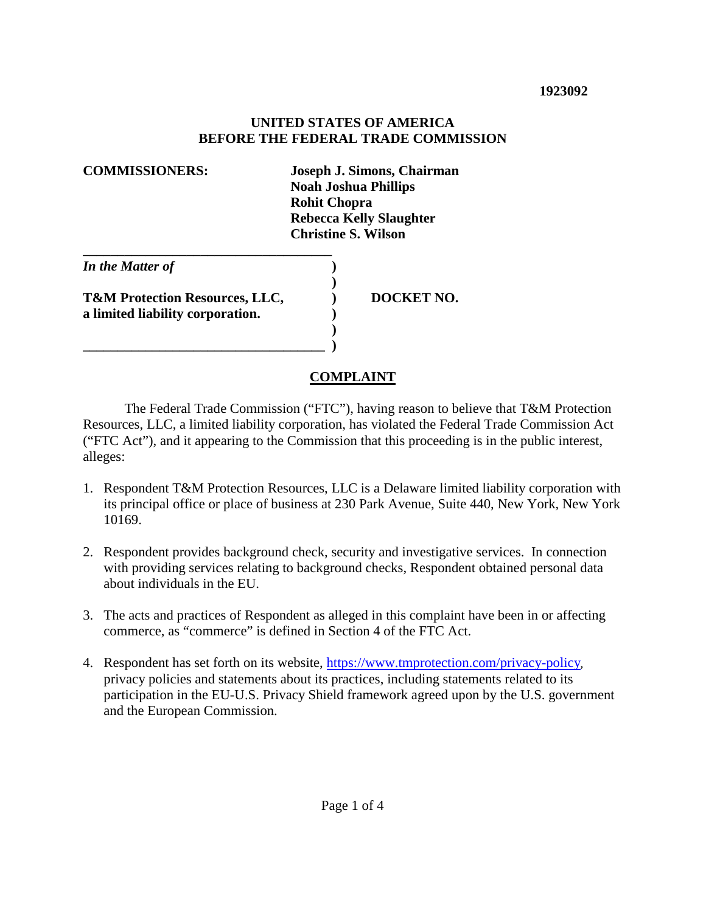**1923092**

**UNITED STATES OF AMERICA**
**BEFORE THE FEDERAL TRADE COMMISSION**

**COMMISSIONERS:**

**Joseph J. Simons, Chairman**
**Noah Joshua Phillips**
**Rohit Chopra**
**Rebecca Kelly Slaughter**
**Christine S. Wilson**

| | | |
|---|---|---|
| ***In the Matter of*** | ) | |
| | ) | |
| **T&M Protection Resources, LLC,** | ) | **DOCKET NO.** |
| **a limited liability corporation.** | ) | |
| | ) | |
| | ) | |

## COMPLAINT

The Federal Trade Commission ("FTC"), having reason to believe that T&M Protection Resources, LLC, a limited liability corporation, has violated the Federal Trade Commission Act ("FTC Act"), and it appearing to the Commission that this proceeding is in the public interest, alleges:

1. Respondent T&M Protection Resources, LLC is a Delaware limited liability corporation with its principal office or place of business at 230 Park Avenue, Suite 440, New York, New York 10169.

2. Respondent provides background check, security and investigative services. In connection with providing services relating to background checks, Respondent obtained personal data about individuals in the EU.

3. The acts and practices of Respondent as alleged in this complaint have been in or affecting commerce, as "commerce" is defined in Section 4 of the FTC Act.

4. Respondent has set forth on its website, https://www.tmprotection.com/privacy-policy, privacy policies and statements about its practices, including statements related to its participation in the EU-U.S. Privacy Shield framework agreed upon by the U.S. government and the European Commission.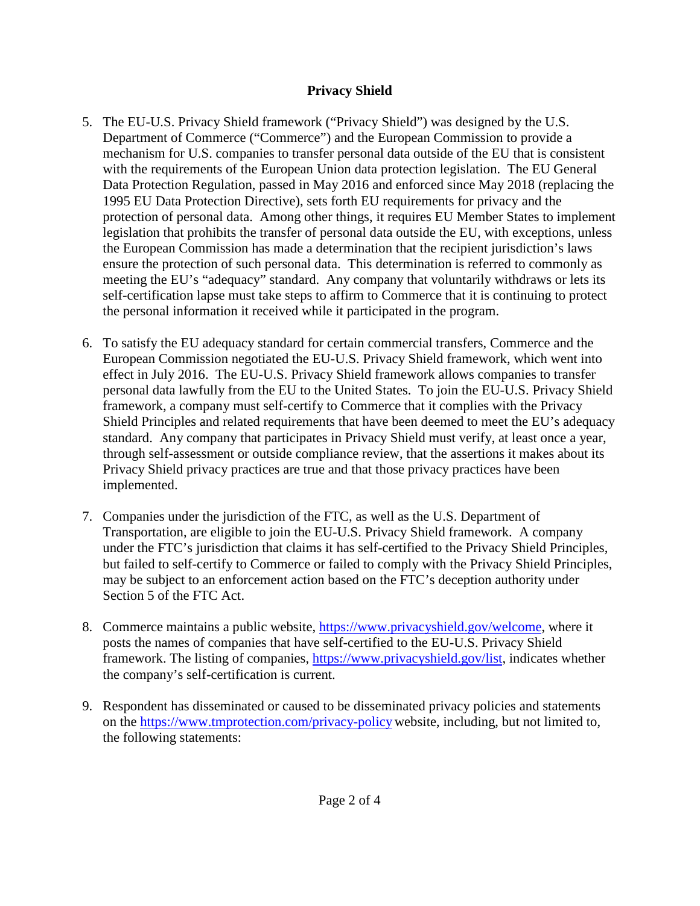## Privacy Shield

5. The EU-U.S. Privacy Shield framework ("Privacy Shield") was designed by the U.S. Department of Commerce ("Commerce") and the European Commission to provide a mechanism for U.S. companies to transfer personal data outside of the EU that is consistent with the requirements of the European Union data protection legislation. The EU General Data Protection Regulation, passed in May 2016 and enforced since May 2018 (replacing the 1995 EU Data Protection Directive), sets forth EU requirements for privacy and the protection of personal data. Among other things, it requires EU Member States to implement legislation that prohibits the transfer of personal data outside the EU, with exceptions, unless the European Commission has made a determination that the recipient jurisdiction's laws ensure the protection of such personal data. This determination is referred to commonly as meeting the EU's "adequacy" standard. Any company that voluntarily withdraws or lets its self-certification lapse must take steps to affirm to Commerce that it is continuing to protect the personal information it received while it participated in the program.

6. To satisfy the EU adequacy standard for certain commercial transfers, Commerce and the European Commission negotiated the EU-U.S. Privacy Shield framework, which went into effect in July 2016. The EU-U.S. Privacy Shield framework allows companies to transfer personal data lawfully from the EU to the United States. To join the EU-U.S. Privacy Shield framework, a company must self-certify to Commerce that it complies with the Privacy Shield Principles and related requirements that have been deemed to meet the EU's adequacy standard. Any company that participates in Privacy Shield must verify, at least once a year, through self-assessment or outside compliance review, that the assertions it makes about its Privacy Shield privacy practices are true and that those privacy practices have been implemented.

7. Companies under the jurisdiction of the FTC, as well as the U.S. Department of Transportation, are eligible to join the EU-U.S. Privacy Shield framework. A company under the FTC's jurisdiction that claims it has self-certified to the Privacy Shield Principles, but failed to self-certify to Commerce or failed to comply with the Privacy Shield Principles, may be subject to an enforcement action based on the FTC's deception authority under Section 5 of the FTC Act.

8. Commerce maintains a public website, https://www.privacyshield.gov/welcome, where it posts the names of companies that have self-certified to the EU-U.S. Privacy Shield framework. The listing of companies, https://www.privacyshield.gov/list, indicates whether the company's self-certification is current.

9. Respondent has disseminated or caused to be disseminated privacy policies and statements on the https://www.tmprotection.com/privacy-policy website, including, but not limited to, the following statements: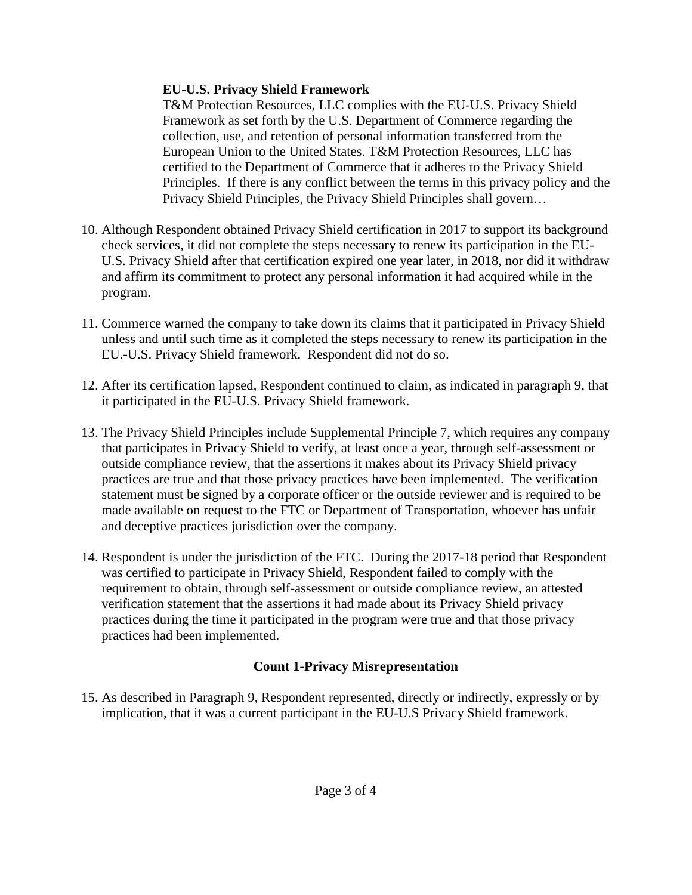> **EU-U.S. Privacy Shield Framework**
> T&M Protection Resources, LLC complies with the EU-U.S. Privacy Shield Framework as set forth by the U.S. Department of Commerce regarding the collection, use, and retention of personal information transferred from the European Union to the United States. T&M Protection Resources, LLC has certified to the Department of Commerce that it adheres to the Privacy Shield Principles. If there is any conflict between the terms in this privacy policy and the Privacy Shield Principles, the Privacy Shield Principles shall govern…

10. Although Respondent obtained Privacy Shield certification in 2017 to support its background check services, it did not complete the steps necessary to renew its participation in the EU-U.S. Privacy Shield after that certification expired one year later, in 2018, nor did it withdraw and affirm its commitment to protect any personal information it had acquired while in the program.

11. Commerce warned the company to take down its claims that it participated in Privacy Shield unless and until such time as it completed the steps necessary to renew its participation in the EU.-U.S. Privacy Shield framework. Respondent did not do so.

12. After its certification lapsed, Respondent continued to claim, as indicated in paragraph 9, that it participated in the EU-U.S. Privacy Shield framework.

13. The Privacy Shield Principles include Supplemental Principle 7, which requires any company that participates in Privacy Shield to verify, at least once a year, through self-assessment or outside compliance review, that the assertions it makes about its Privacy Shield privacy practices are true and that those privacy practices have been implemented. The verification statement must be signed by a corporate officer or the outside reviewer and is required to be made available on request to the FTC or Department of Transportation, whoever has unfair and deceptive practices jurisdiction over the company.

14. Respondent is under the jurisdiction of the FTC. During the 2017-18 period that Respondent was certified to participate in Privacy Shield, Respondent failed to comply with the requirement to obtain, through self-assessment or outside compliance review, an attested verification statement that the assertions it had made about its Privacy Shield privacy practices during the time it participated in the program were true and that those privacy practices had been implemented.

### Count 1-Privacy Misrepresentation

15. As described in Paragraph 9, Respondent represented, directly or indirectly, expressly or by implication, that it was a current participant in the EU-U.S Privacy Shield framework.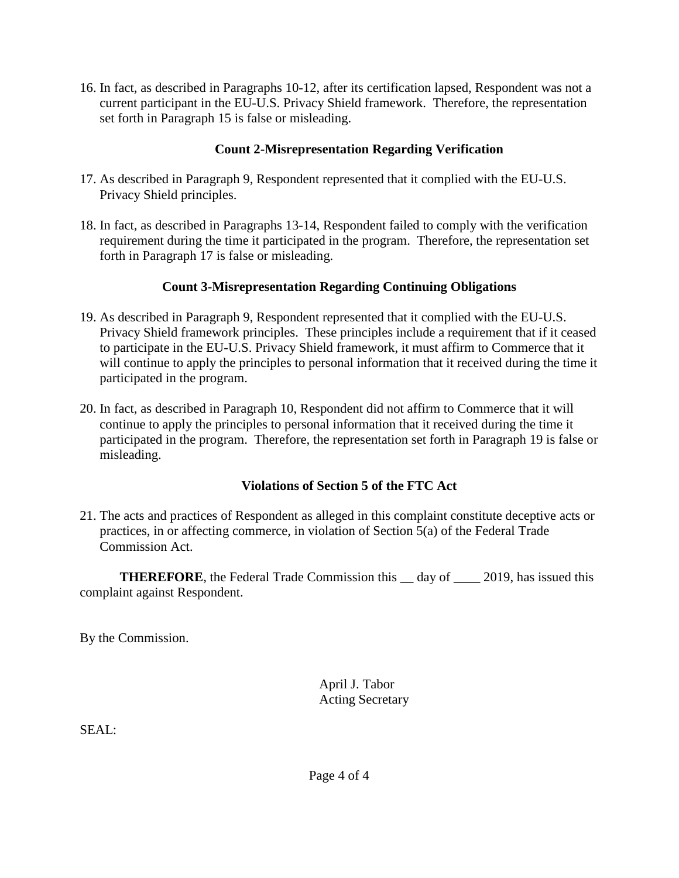16. In fact, as described in Paragraphs 10-12, after its certification lapsed, Respondent was not a current participant in the EU-U.S. Privacy Shield framework. Therefore, the representation set forth in Paragraph 15 is false or misleading.

### Count 2-Misrepresentation Regarding Verification

17. As described in Paragraph 9, Respondent represented that it complied with the EU-U.S. Privacy Shield principles.

18. In fact, as described in Paragraphs 13-14, Respondent failed to comply with the verification requirement during the time it participated in the program. Therefore, the representation set forth in Paragraph 17 is false or misleading.

### Count 3-Misrepresentation Regarding Continuing Obligations

19. As described in Paragraph 9, Respondent represented that it complied with the EU-U.S. Privacy Shield framework principles. These principles include a requirement that if it ceased to participate in the EU-U.S. Privacy Shield framework, it must affirm to Commerce that it will continue to apply the principles to personal information that it received during the time it participated in the program.

20. In fact, as described in Paragraph 10, Respondent did not affirm to Commerce that it will continue to apply the principles to personal information that it received during the time it participated in the program. Therefore, the representation set forth in Paragraph 19 is false or misleading.

### Violations of Section 5 of the FTC Act

21. The acts and practices of Respondent as alleged in this complaint constitute deceptive acts or practices, in or affecting commerce, in violation of Section 5(a) of the Federal Trade Commission Act.

**THEREFORE**, the Federal Trade Commission this __ day of ____ 2019, has issued this complaint against Respondent.

By the Commission.

April J. Tabor
Acting Secretary

SEAL: